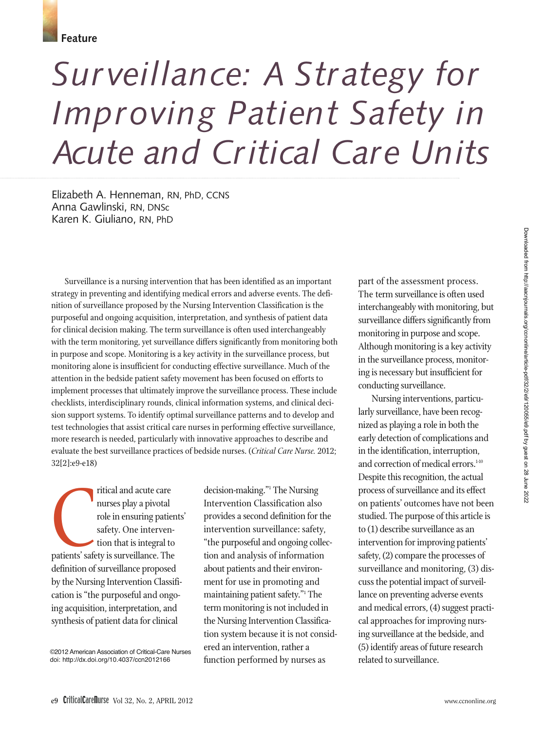Feature

# Surveillance: A Strategy for Improving Patient Safety in Acute and Critical Care Units

Elizabeth A. Henneman, RN, PhD, CCNS
Anna Gawlinski, RN, DNSc
Karen K. Giuliano, RN, PhD

Surveillance is a nursing intervention that has been identified as an important strategy in preventing and identifying medical errors and adverse events. The definition of surveillance proposed by the Nursing Intervention Classification is the purposeful and ongoing acquisition, interpretation, and synthesis of patient data for clinical decision making. The term surveillance is often used interchangeably with the term monitoring, yet surveillance differs significantly from monitoring both in purpose and scope. Monitoring is a key activity in the surveillance process, but monitoring alone is insufficient for conducting effective surveillance. Much of the attention in the bedside patient safety movement has been focused on efforts to implement processes that ultimately improve the surveillance process. These include checklists, interdisciplinary rounds, clinical information systems, and clinical decision support systems. To identify optimal surveillance patterns and to develop and test technologies that assist critical care nurses in performing effective surveillance, more research is needed, particularly with innovative approaches to describe and evaluate the best surveillance practices of bedside nurses. (*Critical Care Nurse.* 2012; 32[2]:e9-e18)

Critical and acute care nurses play a pivotal role in ensuring patients' safety. One intervention that is integral to patients' safety is surveillance. The definition of surveillance proposed by the Nursing Intervention Classification is "the purposeful and ongoing acquisition, interpretation, and synthesis of patient data for clinical decision-making."[1] The Nursing Intervention Classification also provides a second definition for the intervention surveillance: safety, "the purposeful and ongoing collection and analysis of information about patients and their environment for use in promoting and maintaining patient safety."[1] The term monitoring is not included in the Nursing Intervention Classification system because it is not considered an intervention, rather a function performed by nurses as part of the assessment process. The term surveillance is often used interchangeably with monitoring, but surveillance differs significantly from monitoring in purpose and scope. Although monitoring is a key activity in the surveillance process, monitoring is necessary but insufficient for conducting surveillance.

Nursing interventions, particularly surveillance, have been recognized as playing a role in both the early detection of complications and in the identification, interruption, and correction of medical errors.[1-10] Despite this recognition, the actual process of surveillance and its effect on patients' outcomes have not been studied. The purpose of this article is to (1) describe surveillance as an intervention for improving patients' safety, (2) compare the processes of surveillance and monitoring, (3) discuss the potential impact of surveillance on preventing adverse events and medical errors, (4) suggest practical approaches for improving nursing surveillance at the bedside, and (5) identify areas of future research related to surveillance.

©2012 American Association of Critical-Care Nurses
doi: http://dx.doi.org/10.4037/ccn2012166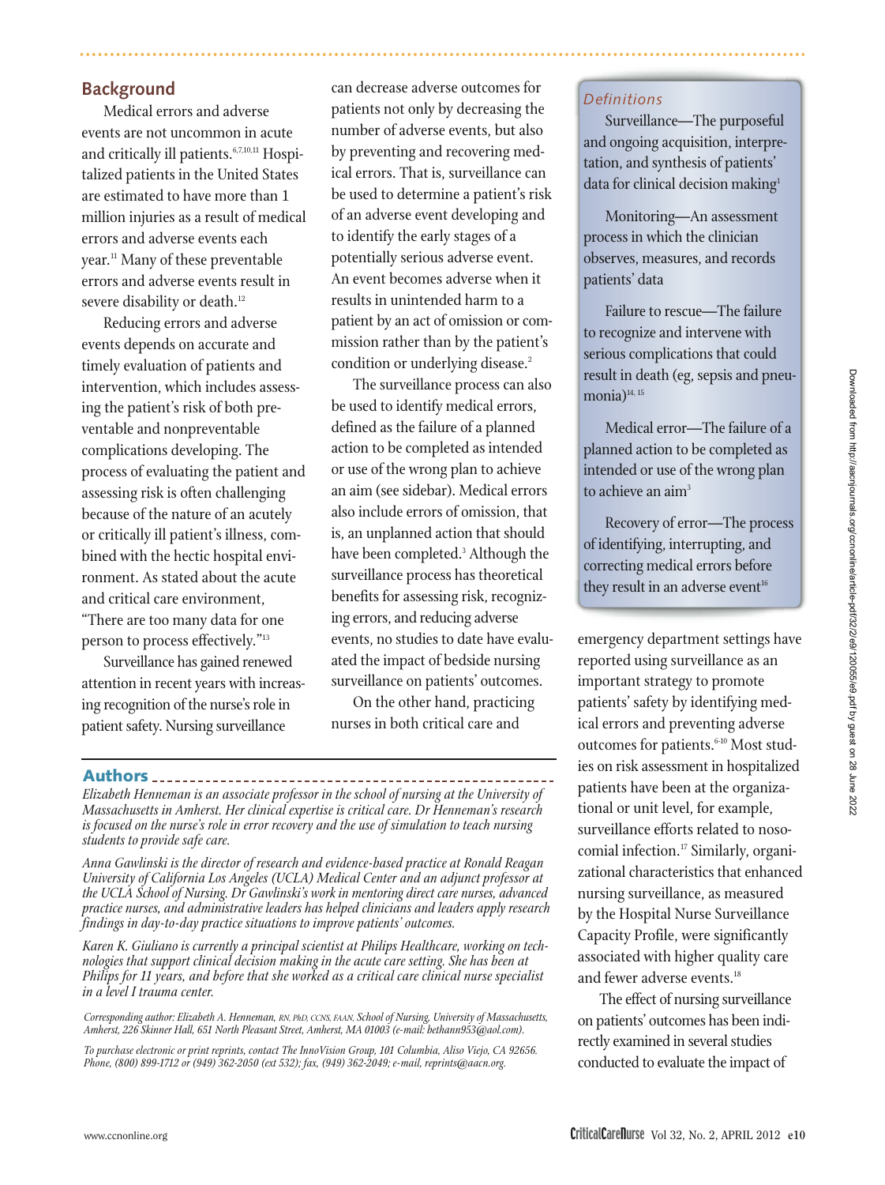## Background

Medical errors and adverse events are not uncommon in acute and critically ill patients.[6,7,10,11] Hospitalized patients in the United States are estimated to have more than 1 million injuries as a result of medical errors and adverse events each year.[11] Many of these preventable errors and adverse events result in severe disability or death.[12]

Reducing errors and adverse events depends on accurate and timely evaluation of patients and intervention, which includes assessing the patient's risk of both preventable and nonpreventable complications developing. The process of evaluating the patient and assessing risk is often challenging because of the nature of an acutely or critically ill patient's illness, combined with the hectic hospital environment. As stated about the acute and critical care environment, "There are too many data for one person to process effectively."[13]

Surveillance has gained renewed attention in recent years with increasing recognition of the nurse's role in patient safety. Nursing surveillance can decrease adverse outcomes for patients not only by decreasing the number of adverse events, but also by preventing and recovering medical errors. That is, surveillance can be used to determine a patient's risk of an adverse event developing and to identify the early stages of a potentially serious adverse event. An event becomes adverse when it results in unintended harm to a patient by an act of omission or commission rather than by the patient's condition or underlying disease.[2]

The surveillance process can also be used to identify medical errors, defined as the failure of a planned action to be completed as intended or use of the wrong plan to achieve an aim (see sidebar). Medical errors also include errors of omission, that is, an unplanned action that should have been completed.[3] Although the surveillance process has theoretical benefits for assessing risk, recognizing errors, and reducing adverse events, no studies to date have evaluated the impact of bedside nursing surveillance on patients' outcomes.

On the other hand, practicing nurses in both critical care and emergency department settings have reported using surveillance as an important strategy to promote patients' safety by identifying medical errors and preventing adverse outcomes for patients.[6-10] Most studies on risk assessment in hospitalized patients have been at the organizational or unit level, for example, surveillance efforts related to nosocomial infection.[17] Similarly, organizational characteristics that enhanced nursing surveillance, as measured by the Hospital Nurse Surveillance Capacity Profile, were significantly associated with higher quality care and fewer adverse events.[18]

The effect of nursing surveillance on patients' outcomes has been indirectly examined in several studies conducted to evaluate the impact of

> *Definitions*
>
> Surveillance—The purposeful and ongoing acquisition, interpretation, and synthesis of patients' data for clinical decision making[1]
>
> Monitoring—An assessment process in which the clinician observes, measures, and records patients' data
>
> Failure to rescue—The failure to recognize and intervene with serious complications that could result in death (eg, sepsis and pneumonia)[14, 15]
>
> Medical error—The failure of a planned action to be completed as intended or use of the wrong plan to achieve an aim[3]
>
> Recovery of error—The process of identifying, interrupting, and correcting medical errors before they result in an adverse event[16]

### Authors

*Elizabeth Henneman is an associate professor in the school of nursing at the University of Massachusetts in Amherst. Her clinical expertise is critical care. Dr Henneman's research is focused on the nurse's role in error recovery and the use of simulation to teach nursing students to provide safe care.*

*Anna Gawlinski is the director of research and evidence-based practice at Ronald Reagan University of California Los Angeles (UCLA) Medical Center and an adjunct professor at the UCLA School of Nursing. Dr Gawlinski's work in mentoring direct care nurses, advanced practice nurses, and administrative leaders has helped clinicians and leaders apply research findings in day-to-day practice situations to improve patients' outcomes.*

*Karen K. Giuliano is currently a principal scientist at Philips Healthcare, working on technologies that support clinical decision making in the acute care setting. She has been at Philips for 11 years, and before that she worked as a critical care clinical nurse specialist in a level I trauma center.*

*Corresponding author: Elizabeth A. Henneman, RN, PhD, CCNS, FAAN, School of Nursing, University of Massachusetts, Amherst, 226 Skinner Hall, 651 North Pleasant Street, Amherst, MA 01003 (e-mail: bethann953@aol.com).*

*To purchase electronic or print reprints, contact The InnoVision Group, 101 Columbia, Aliso Viejo, CA 92656. Phone, (800) 899-1712 or (949) 362-2050 (ext 532); fax, (949) 362-2049; e-mail, reprints@aacn.org.*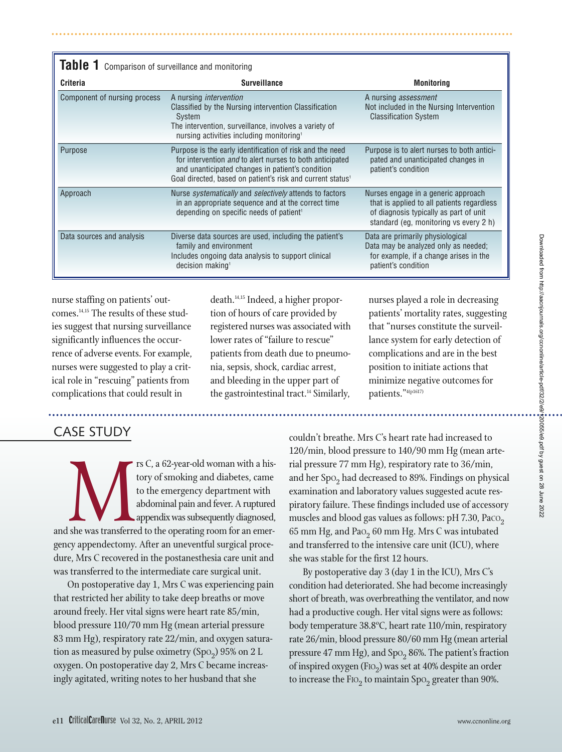**Table 1** Comparison of surveillance and monitoring

| Criteria | Surveillance | Monitoring |
|---|---|---|
| Component of nursing process | A nursing *intervention*<br>Classified by the Nursing intervention Classification System<br>The intervention, surveillance, involves a variety of nursing activities including monitoring[1] | A nursing *assessment*<br>Not included in the Nursing Intervention Classification System |
| Purpose | Purpose is the early identification of risk and the need for intervention *and* to alert nurses to both anticipated and unanticipated changes in patient's condition<br>Goal directed, based on patient's risk and current status[1] | Purpose is to alert nurses to both anticipated and unanticipated changes in patient's condition |
| Approach | Nurse *systematically* and *selectively* attends to factors in an appropriate sequence and at the correct time depending on specific needs of patient[1] | Nurses engage in a generic approach that is applied to all patients regardless of diagnosis typically as part of unit standard (eg, monitoring vs every 2 h) |
| Data sources and analysis | Diverse data sources are used, including the patient's family and environment<br>Includes ongoing data analysis to support clinical decision making[1] | Data are primarily physiological<br>Data may be analyzed only as needed; for example, if a change arises in the patient's condition |

nurse staffing on patients' outcomes.[14,15] The results of these studies suggest that nursing surveillance significantly influences the occurrence of adverse events. For example, nurses were suggested to play a critical role in "rescuing" patients from complications that could result in death.[14,15] Indeed, a higher proportion of hours of care provided by registered nurses was associated with lower rates of "failure to rescue" patients from death due to pneumonia, sepsis, shock, cardiac arrest, and bleeding in the upper part of the gastrointestinal tract.[14] Similarly, nurses played a role in decreasing patients' mortality rates, suggesting that "nurses constitute the surveillance system for early detection of complications and are in the best position to initiate actions that minimize negative outcomes for patients."[4(p1617)]

## CASE STUDY

Mrs C, a 62-year-old woman with a history of smoking and diabetes, came to the emergency department with abdominal pain and fever. A ruptured appendix was subsequently diagnosed, and she was transferred to the operating room for an emergency appendectomy. After an uneventful surgical procedure, Mrs C recovered in the postanesthesia care unit and was transferred to the intermediate care surgical unit.

On postoperative day 1, Mrs C was experiencing pain that restricted her ability to take deep breaths or move around freely. Her vital signs were heart rate 85/min, blood pressure 110/70 mm Hg (mean arterial pressure 83 mm Hg), respiratory rate 22/min, and oxygen saturation as measured by pulse oximetry ($Sp_{O_2}$) 95% on 2 L oxygen. On postoperative day 2, Mrs C became increasingly agitated, writing notes to her husband that she couldn't breathe. Mrs C's heart rate had increased to 120/min, blood pressure to 140/90 mm Hg (mean arterial pressure 77 mm Hg), respiratory rate to 36/min, and her $Sp_{O_2}$ had decreased to 89%. Findings on physical examination and laboratory values suggested acute respiratory failure. These findings included use of accessory muscles and blood gas values as follows: pH 7.30, $Pa_{CO_2}$ 65 mm Hg, and $Pa_{O_2}$ 60 mm Hg. Mrs C was intubated and transferred to the intensive care unit (ICU), where she was stable for the first 12 hours.

By postoperative day 3 (day 1 in the ICU), Mrs C's condition had deteriorated. She had become increasingly short of breath, was overbreathing the ventilator, and now had a productive cough. Her vital signs were as follows: body temperature 38.8°C, heart rate 110/min, respiratory rate 26/min, blood pressure 80/60 mm Hg (mean arterial pressure 47 mm Hg), and $Sp_{O_2}$ 86%. The patient's fraction of inspired oxygen ($Fi_{O_2}$) was set at 40% despite an order to increase the $Fi_{O_2}$ to maintain $Sp_{O_2}$ greater than 90%.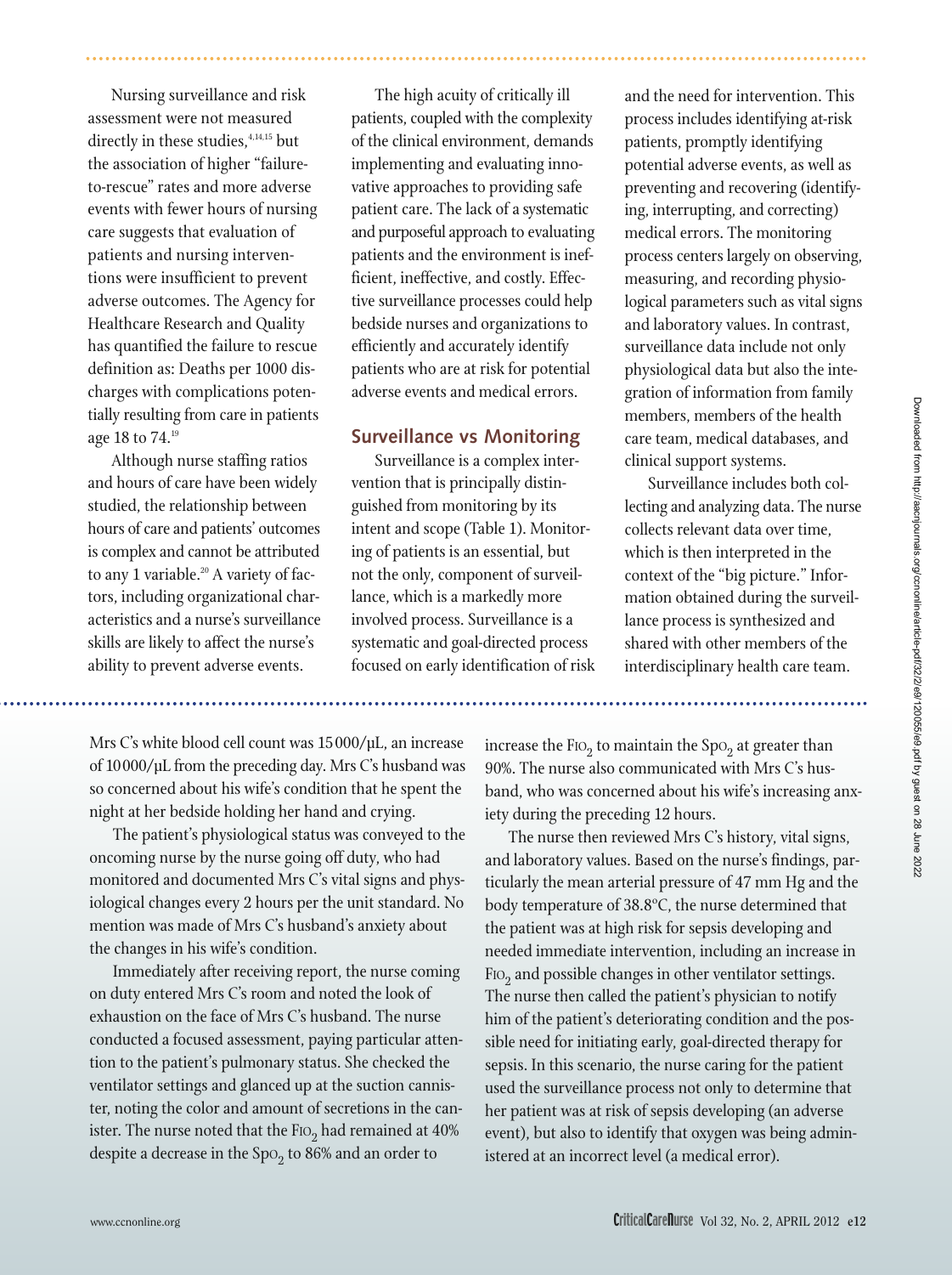Nursing surveillance and risk assessment were not measured directly in these studies,[4,14,15] but the association of higher "failure-to-rescue" rates and more adverse events with fewer hours of nursing care suggests that evaluation of patients and nursing interventions were insufficient to prevent adverse outcomes. The Agency for Healthcare Research and Quality has quantified the failure to rescue definition as: Deaths per 1000 discharges with complications potentially resulting from care in patients age 18 to 74.[19]

Although nurse staffing ratios and hours of care have been widely studied, the relationship between hours of care and patients' outcomes is complex and cannot be attributed to any 1 variable.[20] A variety of factors, including organizational characteristics and a nurse's surveillance skills are likely to affect the nurse's ability to prevent adverse events.

The high acuity of critically ill patients, coupled with the complexity of the clinical environment, demands implementing and evaluating innovative approaches to providing safe patient care. The lack of a systematic and purposeful approach to evaluating patients and the environment is inefficient, ineffective, and costly. Effective surveillance processes could help bedside nurses and organizations to efficiently and accurately identify patients who are at risk for potential adverse events and medical errors.

## Surveillance vs Monitoring

Surveillance is a complex intervention that is principally distinguished from monitoring by its intent and scope (Table 1). Monitoring of patients is an essential, but not the only, component of surveillance, which is a markedly more involved process. Surveillance is a systematic and goal-directed process focused on early identification of risk and the need for intervention. This process includes identifying at-risk patients, promptly identifying potential adverse events, as well as preventing and recovering (identifying, interrupting, and correcting) medical errors. The monitoring process centers largely on observing, measuring, and recording physiological parameters such as vital signs and laboratory values. In contrast, surveillance data include not only physiological data but also the integration of information from family members, members of the health care team, medical databases, and clinical support systems.

Surveillance includes both collecting and analyzing data. The nurse collects relevant data over time, which is then interpreted in the context of the "big picture." Information obtained during the surveillance process is synthesized and shared with other members of the interdisciplinary health care team.

---

Mrs C's white blood cell count was 15 000/µL, an increase of 10 000/µL from the preceding day. Mrs C's husband was so concerned about his wife's condition that he spent the night at her bedside holding her hand and crying.

The patient's physiological status was conveyed to the oncoming nurse by the nurse going off duty, who had monitored and documented Mrs C's vital signs and physiological changes every 2 hours per the unit standard. No mention was made of Mrs C's husband's anxiety about the changes in his wife's condition.

Immediately after receiving report, the nurse coming on duty entered Mrs C's room and noted the look of exhaustion on the face of Mrs C's husband. The nurse conducted a focused assessment, paying particular attention to the patient's pulmonary status. She checked the ventilator settings and glanced up at the suction cannister, noting the color and amount of secretions in the canister. The nurse noted that the $FIO_2$ had remained at 40% despite a decrease in the $SpO_2$ to 86% and an order to increase the $FIO_2$ to maintain the $SpO_2$ at greater than 90%. The nurse also communicated with Mrs C's husband, who was concerned about his wife's increasing anxiety during the preceding 12 hours.

The nurse then reviewed Mrs C's history, vital signs, and laboratory values. Based on the nurse's findings, particularly the mean arterial pressure of 47 mm Hg and the body temperature of 38.8°C, the nurse determined that the patient was at high risk for sepsis developing and needed immediate intervention, including an increase in $FIO_2$ and possible changes in other ventilator settings. The nurse then called the patient's physician to notify him of the patient's deteriorating condition and the possible need for initiating early, goal-directed therapy for sepsis. In this scenario, the nurse caring for the patient used the surveillance process not only to determine that her patient was at risk of sepsis developing (an adverse event), but also to identify that oxygen was being administered at an incorrect level (a medical error).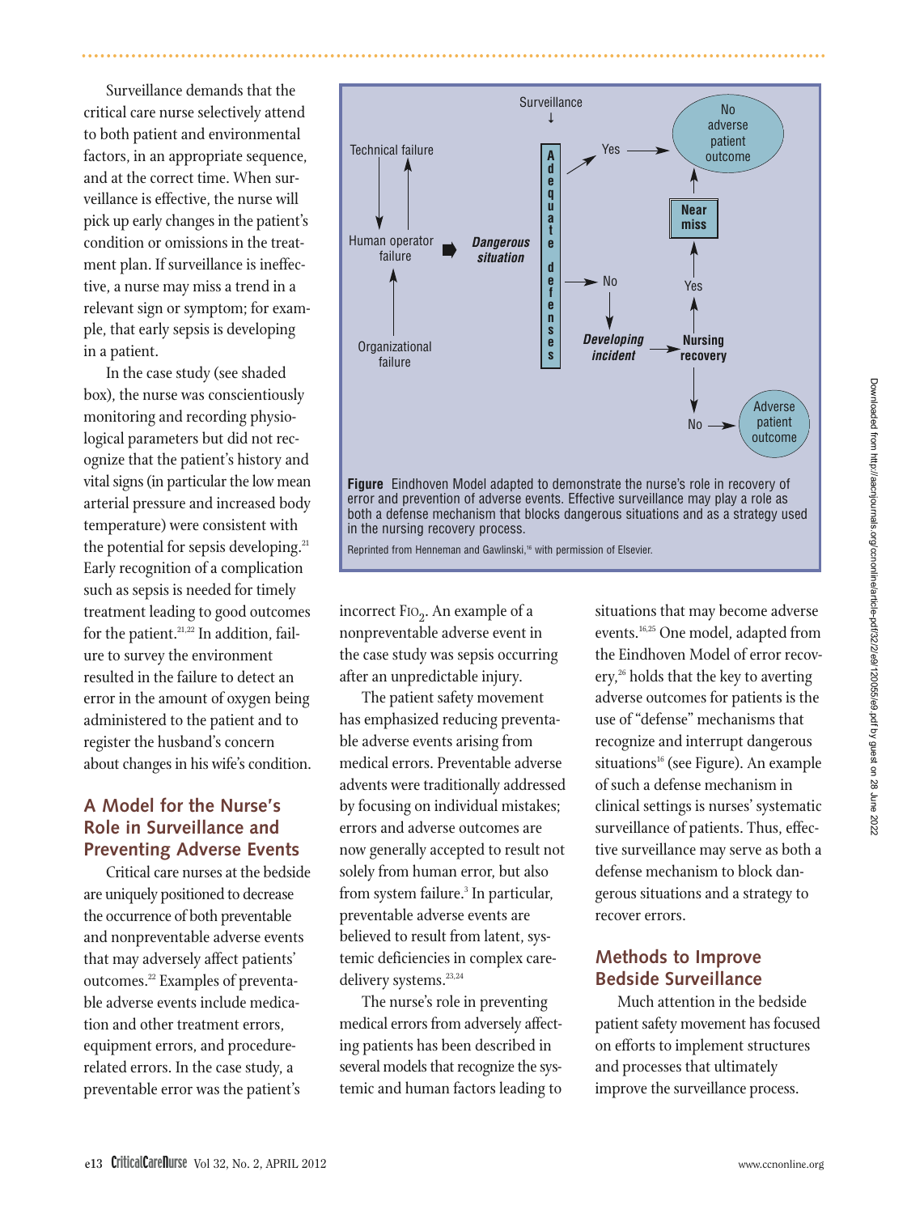Surveillance demands that the critical care nurse selectively attend to both patient and environmental factors, in an appropriate sequence, and at the correct time. When surveillance is effective, the nurse will pick up early changes in the patient's condition or omissions in the treatment plan. If surveillance is ineffective, a nurse may miss a trend in a relevant sign or symptom; for example, that early sepsis is developing in a patient.

In the case study (see shaded box), the nurse was conscientiously monitoring and recording physiological parameters but did not recognize that the patient's history and vital signs (in particular the low mean arterial pressure and increased body temperature) were consistent with the potential for sepsis developing.[21] Early recognition of a complication such as sepsis is needed for timely treatment leading to good outcomes for the patient.[21,22] In addition, failure to survey the environment resulted in the failure to detect an error in the amount of oxygen being administered to the patient and to register the husband's concern about changes in his wife's condition.

## A Model for the Nurse's Role in Surveillance and Preventing Adverse Events

Critical care nurses at the bedside are uniquely positioned to decrease the occurrence of both preventable and nonpreventable adverse events that may adversely affect patients' outcomes.[22] Examples of preventable adverse events include medication and other treatment errors, equipment errors, and procedure-related errors. In the case study, a preventable error was the patient's incorrect $F_{IO_2}$. An example of a nonpreventable adverse event in the case study was sepsis occurring after an unpredictable injury.

The patient safety movement has emphasized reducing preventable adverse events arising from medical errors. Preventable adverse advents were traditionally addressed by focusing on individual mistakes; errors and adverse outcomes are now generally accepted to result not solely from human error, but also from system failure.[3] In particular, preventable adverse events are believed to result from latent, systemic deficiencies in complex care-delivery systems.[23,24]

The nurse's role in preventing medical errors from adversely affecting patients has been described in several models that recognize the systemic and human factors leading to situations that may become adverse events.[16,25] One model, adapted from the Eindhoven Model of error recovery,[26] holds that the key to averting adverse outcomes for patients is the use of "defense" mechanisms that recognize and interrupt dangerous situations[16] (see Figure). An example of such a defense mechanism in clinical settings is nurses' systematic surveillance of patients. Thus, effective surveillance may serve as both a defense mechanism to block dangerous situations and a strategy to recover errors.

**Figure** Eindhoven Model adapted to demonstrate the nurse's role in recovery of error and prevention of adverse events. Effective surveillance may play a role as both a defense mechanism that blocks dangerous situations and as a strategy used in the nursing recovery process.

Reprinted from Henneman and Gawlinski,[16] with permission of Elsevier.

## Methods to Improve Bedside Surveillance

Much attention in the bedside patient safety movement has focused on efforts to implement structures and processes that ultimately improve the surveillance process.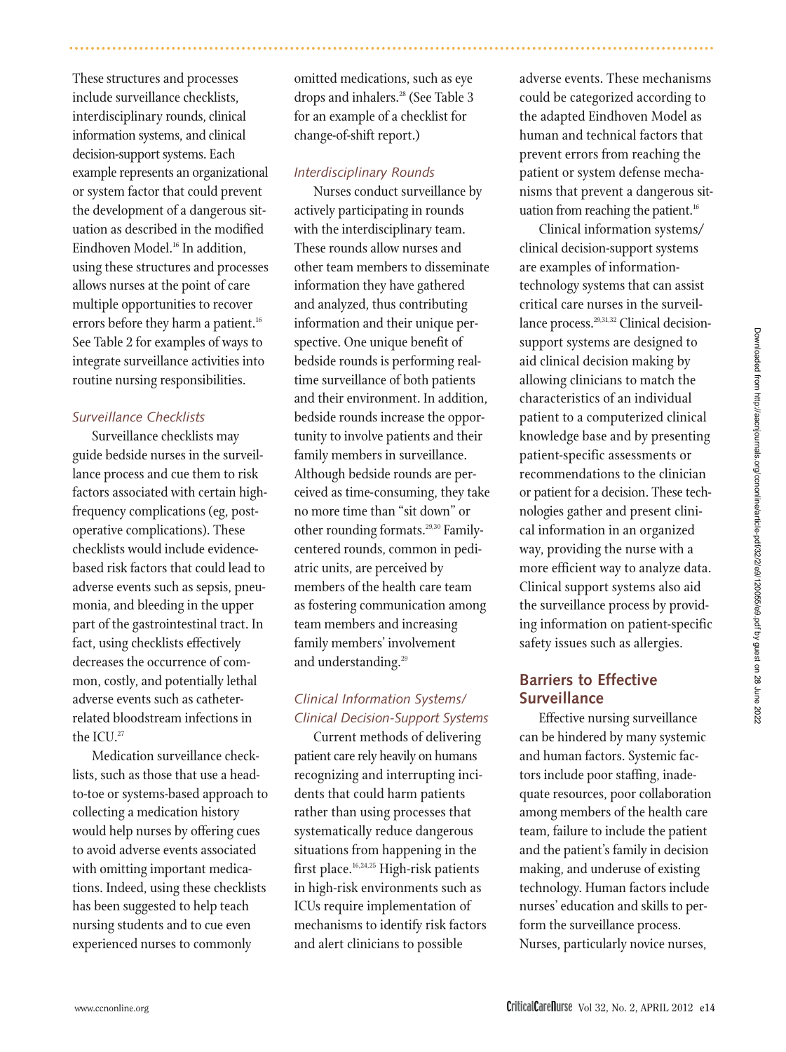These structures and processes include surveillance checklists, interdisciplinary rounds, clinical information systems, and clinical decision-support systems. Each example represents an organizational or system factor that could prevent the development of a dangerous situation as described in the modified Eindhoven Model.[16] In addition, using these structures and processes allows nurses at the point of care multiple opportunities to recover errors before they harm a patient.[16] See Table 2 for examples of ways to integrate surveillance activities into routine nursing responsibilities.

### *Surveillance Checklists*

Surveillance checklists may guide bedside nurses in the surveillance process and cue them to risk factors associated with certain high-frequency complications (eg, postoperative complications). These checklists would include evidence-based risk factors that could lead to adverse events such as sepsis, pneumonia, and bleeding in the upper part of the gastrointestinal tract. In fact, using checklists effectively decreases the occurrence of common, costly, and potentially lethal adverse events such as catheter-related bloodstream infections in the ICU.[27]

Medication surveillance checklists, such as those that use a head-to-toe or systems-based approach to collecting a medication history would help nurses by offering cues to avoid adverse events associated with omitting important medications. Indeed, using these checklists has been suggested to help teach nursing students and to cue even experienced nurses to commonly omitted medications, such as eye drops and inhalers.[28] (See Table 3 for an example of a checklist for change-of-shift report.)

### *Interdisciplinary Rounds*

Nurses conduct surveillance by actively participating in rounds with the interdisciplinary team. These rounds allow nurses and other team members to disseminate information they have gathered and analyzed, thus contributing information and their unique perspective. One unique benefit of bedside rounds is performing real-time surveillance of both patients and their environment. In addition, bedside rounds increase the opportunity to involve patients and their family members in surveillance. Although bedside rounds are perceived as time-consuming, they take no more time than "sit down" or other rounding formats.[29,30] Family-centered rounds, common in pediatric units, are perceived by members of the health care team as fostering communication among team members and increasing family members' involvement and understanding.[29]

### *Clinical Information Systems/ Clinical Decision-Support Systems*

Current methods of delivering patient care rely heavily on humans recognizing and interrupting incidents that could harm patients rather than using processes that systematically reduce dangerous situations from happening in the first place.[16,24,25] High-risk patients in high-risk environments such as ICUs require implementation of mechanisms to identify risk factors and alert clinicians to possible adverse events. These mechanisms could be categorized according to the adapted Eindhoven Model as human and technical factors that prevent errors from reaching the patient or system defense mechanisms that prevent a dangerous situation from reaching the patient.[16]

Clinical information systems/ clinical decision-support systems are examples of information-technology systems that can assist critical care nurses in the surveillance process.[29,31,32] Clinical decision-support systems are designed to aid clinical decision making by allowing clinicians to match the characteristics of an individual patient to a computerized clinical knowledge base and by presenting patient-specific assessments or recommendations to the clinician or patient for a decision. These technologies gather and present clinical information in an organized way, providing the nurse with a more efficient way to analyze data. Clinical support systems also aid the surveillance process by providing information on patient-specific safety issues such as allergies.

## Barriers to Effective Surveillance

Effective nursing surveillance can be hindered by many systemic and human factors. Systemic factors include poor staffing, inadequate resources, poor collaboration among members of the health care team, failure to include the patient and the patient's family in decision making, and underuse of existing technology. Human factors include nurses' education and skills to perform the surveillance process. Nurses, particularly novice nurses,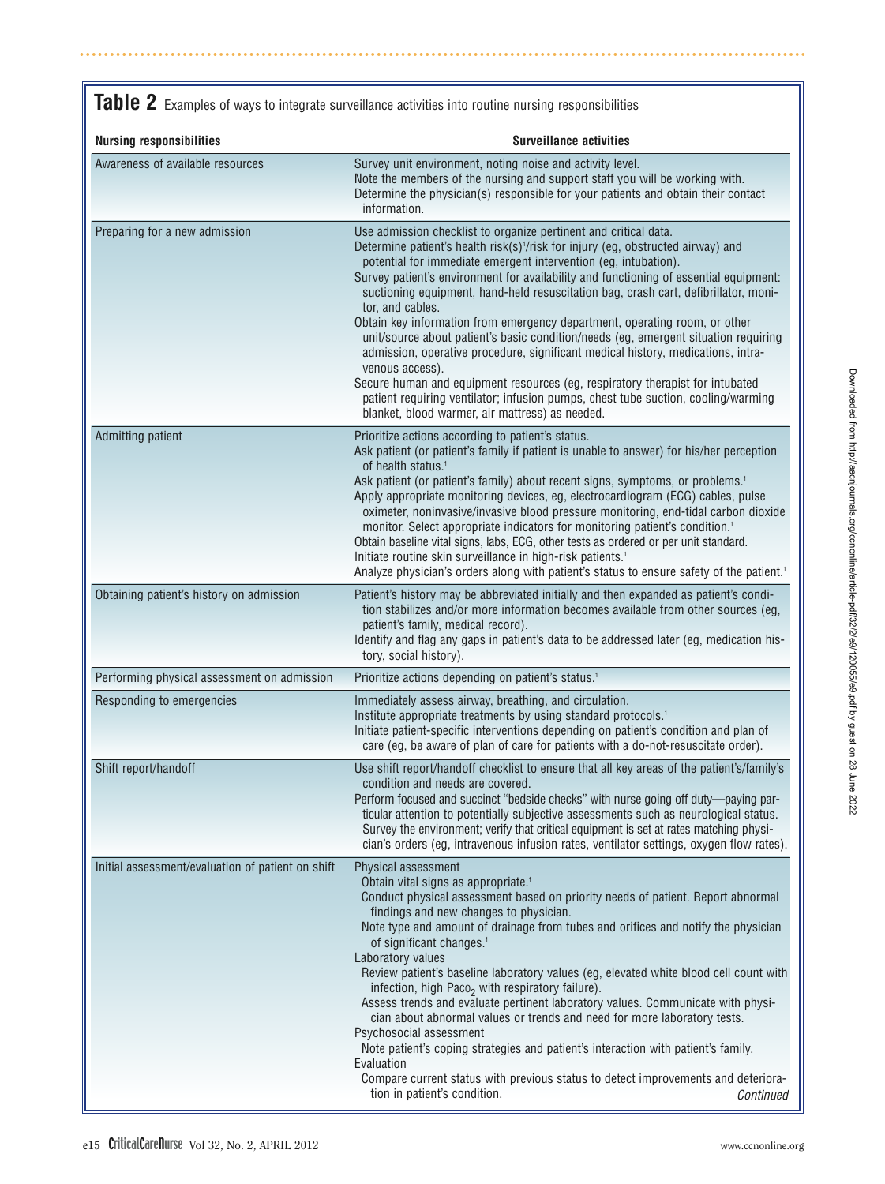**Table 2** Examples of ways to integrate surveillance activities into routine nursing responsibilities

| Nursing responsibilities | Surveillance activities |
| --- | --- |
| Awareness of available resources | Survey unit environment, noting noise and activity level.<br>Note the members of the nursing and support staff you will be working with.<br>Determine the physician(s) responsible for your patients and obtain their contact information. |
| Preparing for a new admission | Use admission checklist to organize pertinent and critical data.<br>Determine patient's health risk(s)[1]/risk for injury (eg, obstructed airway) and potential for immediate emergent intervention (eg, intubation).<br>Survey patient's environment for availability and functioning of essential equipment: suctioning equipment, hand-held resuscitation bag, crash cart, defibrillator, monitor, and cables.<br>Obtain key information from emergency department, operating room, or other unit/source about patient's basic condition/needs (eg, emergent situation requiring admission, operative procedure, significant medical history, medications, intravenous access).<br>Secure human and equipment resources (eg, respiratory therapist for intubated patient requiring ventilator; infusion pumps, chest tube suction, cooling/warming blanket, blood warmer, air mattress) as needed. |
| Admitting patient | Prioritize actions according to patient's status.<br>Ask patient (or patient's family if patient is unable to answer) for his/her perception of health status.[1]<br>Ask patient (or patient's family) about recent signs, symptoms, or problems.[1]<br>Apply appropriate monitoring devices, eg, electrocardiogram (ECG) cables, pulse oximeter, noninvasive/invasive blood pressure monitoring, end-tidal carbon dioxide monitor. Select appropriate indicators for monitoring patient's condition.[1]<br>Obtain baseline vital signs, labs, ECG, other tests as ordered or per unit standard.<br>Initiate routine skin surveillance in high-risk patients.[1]<br>Analyze physician's orders along with patient's status to ensure safety of the patient.[1] |
| Obtaining patient's history on admission | Patient's history may be abbreviated initially and then expanded as patient's condition stabilizes and/or more information becomes available from other sources (eg, patient's family, medical record).<br>Identify and flag any gaps in patient's data to be addressed later (eg, medication history, social history). |
| Performing physical assessment on admission | Prioritize actions depending on patient's status.[1] |
| Responding to emergencies | Immediately assess airway, breathing, and circulation.<br>Institute appropriate treatments by using standard protocols.[1]<br>Initiate patient-specific interventions depending on patient's condition and plan of care (eg, be aware of plan of care for patients with a do-not-resuscitate order). |
| Shift report/handoff | Use shift report/handoff checklist to ensure that all key areas of the patient's/family's condition and needs are covered.<br>Perform focused and succinct "bedside checks" with nurse going off duty—paying particular attention to potentially subjective assessments such as neurological status. Survey the environment; verify that critical equipment is set at rates matching physician's orders (eg, intravenous infusion rates, ventilator settings, oxygen flow rates). |
| Initial assessment/evaluation of patient on shift | Physical assessment<br>Obtain vital signs as appropriate.[1]<br>Conduct physical assessment based on priority needs of patient. Report abnormal findings and new changes to physician.<br>Note type and amount of drainage from tubes and orifices and notify the physician of significant changes.[1]<br>Laboratory values<br>Review patient's baseline laboratory values (eg, elevated white blood cell count with infection, high $Paco_2$ with respiratory failure).<br>Assess trends and evaluate pertinent laboratory values. Communicate with physician about abnormal values or trends and need for more laboratory tests.<br>Psychosocial assessment<br>Note patient's coping strategies and patient's interaction with patient's family.<br>Evaluation<br>Compare current status with previous status to detect improvements and deterioration in patient's condition. |

*Continued*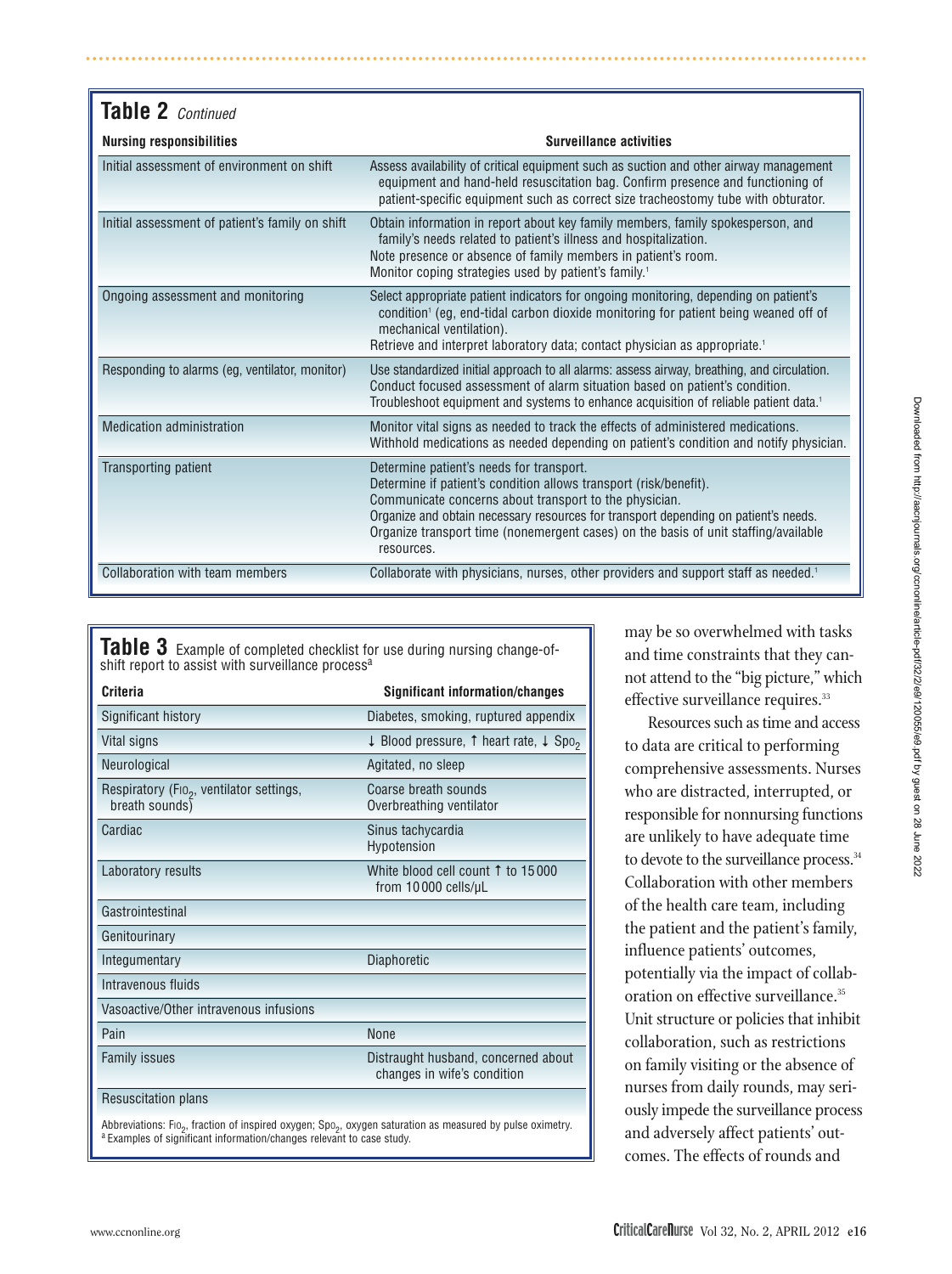**Table 2** *Continued*

| Nursing responsibilities | Surveillance activities |
|---|---|
| Initial assessment of environment on shift | Assess availability of critical equipment such as suction and other airway management equipment and hand-held resuscitation bag. Confirm presence and functioning of patient-specific equipment such as correct size tracheostomy tube with obturator. |
| Initial assessment of patient's family on shift | Obtain information in report about key family members, family spokesperson, and family's needs related to patient's illness and hospitalization. Note presence or absence of family members in patient's room. Monitor coping strategies used by patient's family.[1] |
| Ongoing assessment and monitoring | Select appropriate patient indicators for ongoing monitoring, depending on patient's condition[1] (eg, end-tidal carbon dioxide monitoring for patient being weaned off of mechanical ventilation). Retrieve and interpret laboratory data; contact physician as appropriate.[1] |
| Responding to alarms (eg, ventilator, monitor) | Use standardized initial approach to all alarms: assess airway, breathing, and circulation. Conduct focused assessment of alarm situation based on patient's condition. Troubleshoot equipment and systems to enhance acquisition of reliable patient data.[1] |
| Medication administration | Monitor vital signs as needed to track the effects of administered medications. Withhold medications as needed depending on patient's condition and notify physician. |
| Transporting patient | Determine patient's needs for transport. Determine if patient's condition allows transport (risk/benefit). Communicate concerns about transport to the physician. Organize and obtain necessary resources for transport depending on patient's needs. Organize transport time (nonemergent cases) on the basis of unit staffing/available resources. |
| Collaboration with team members | Collaborate with physicians, nurses, other providers and support staff as needed.[1] |

**Table 3** Example of completed checklist for use during nursing change-of-shift report to assist with surveillance process[a]

| Criteria | Significant information/changes |
|---|---|
| Significant history | Diabetes, smoking, ruptured appendix |
| Vital signs | ↓ Blood pressure, ↑ heart rate, ↓ $Spo_2$ |
| Neurological | Agitated, no sleep |
| Respiratory ($Fio_2$, ventilator settings, breath sounds) | Coarse breath sounds<br>Overbreathing ventilator |
| Cardiac | Sinus tachycardia<br>Hypotension |
| Laboratory results | White blood cell count ↑ to 15 000 from 10 000 cells/μL |
| Gastrointestinal | |
| Genitourinary | |
| Integumentary | Diaphoretic |
| Intravenous fluids | |
| Vasoactive/Other intravenous infusions | |
| Pain | None |
| Family issues | Distraught husband, concerned about changes in wife's condition |
| Resuscitation plans | |

Abbreviations: $Fio_2$, fraction of inspired oxygen; $Spo_2$, oxygen saturation as measured by pulse oximetry.
[a] Examples of significant information/changes relevant to case study.

may be so overwhelmed with tasks and time constraints that they cannot attend to the "big picture," which effective surveillance requires.[33]

Resources such as time and access to data are critical to performing comprehensive assessments. Nurses who are distracted, interrupted, or responsible for nonnursing functions are unlikely to have adequate time to devote to the surveillance process.[34] Collaboration with other members of the health care team, including the patient and the patient's family, influence patients' outcomes, potentially via the impact of collaboration on effective surveillance.[35] Unit structure or policies that inhibit collaboration, such as restrictions on family visiting or the absence of nurses from daily rounds, may seriously impede the surveillance process and adversely affect patients' outcomes. The effects of rounds and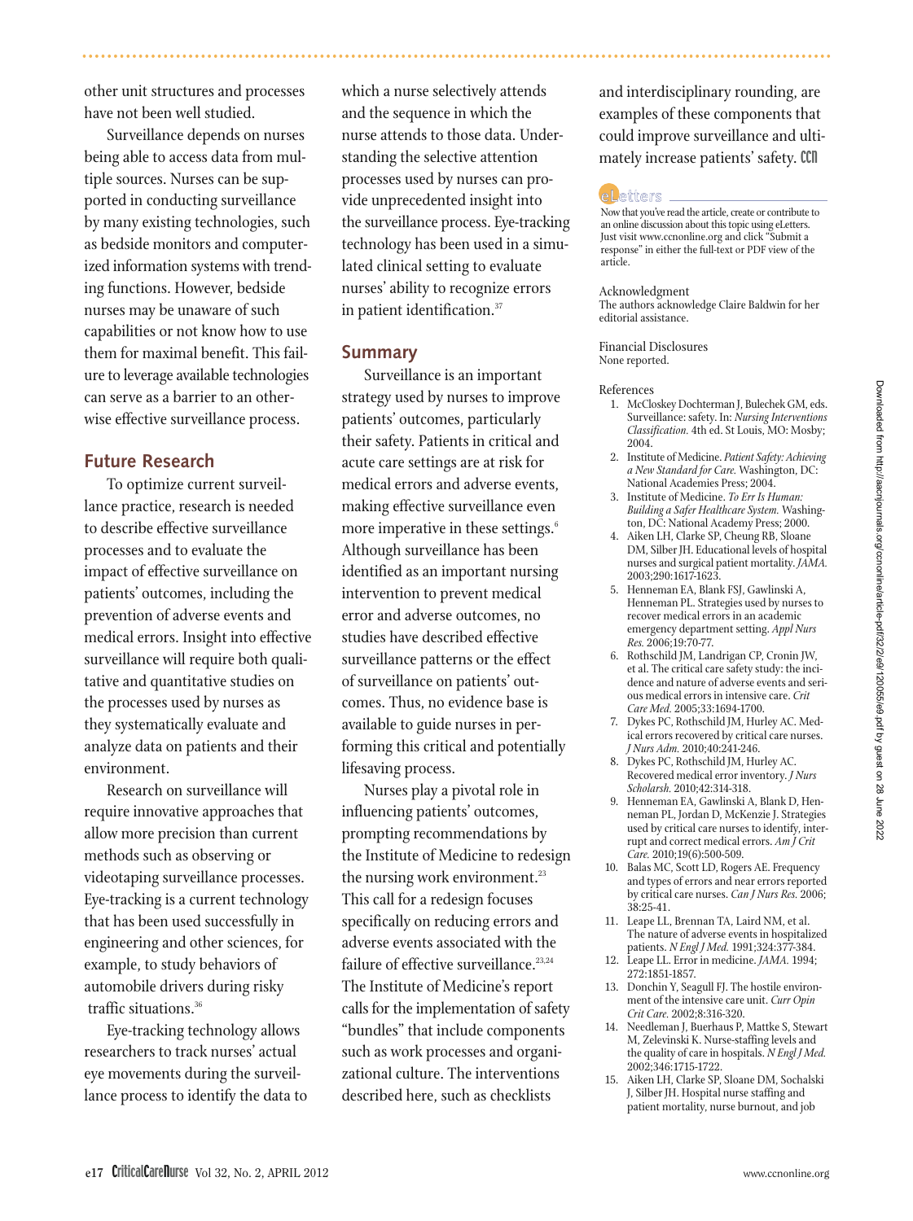other unit structures and processes have not been well studied.

Surveillance depends on nurses being able to access data from multiple sources. Nurses can be supported in conducting surveillance by many existing technologies, such as bedside monitors and computerized information systems with trending functions. However, bedside nurses may be unaware of such capabilities or not know how to use them for maximal benefit. This failure to leverage available technologies can serve as a barrier to an otherwise effective surveillance process.

## Future Research

To optimize current surveillance practice, research is needed to describe effective surveillance processes and to evaluate the impact of effective surveillance on patients' outcomes, including the prevention of adverse events and medical errors. Insight into effective surveillance will require both qualitative and quantitative studies on the processes used by nurses as they systematically evaluate and analyze data on patients and their environment.

Research on surveillance will require innovative approaches that allow more precision than current methods such as observing or videotaping surveillance processes. Eye-tracking is a current technology that has been used successfully in engineering and other sciences, for example, to study behaviors of automobile drivers during risky traffic situations.[36]

Eye-tracking technology allows researchers to track nurses' actual eye movements during the surveillance process to identify the data to which a nurse selectively attends and the sequence in which the nurse attends to those data. Understanding the selective attention processes used by nurses can provide unprecedented insight into the surveillance process. Eye-tracking technology has been used in a simulated clinical setting to evaluate nurses' ability to recognize errors in patient identification.[37]

## Summary

Surveillance is an important strategy used by nurses to improve patients' outcomes, particularly their safety. Patients in critical and acute care settings are at risk for medical errors and adverse events, making effective surveillance even more imperative in these settings.[6] Although surveillance has been identified as an important nursing intervention to prevent medical error and adverse outcomes, no studies have described effective surveillance patterns or the effect of surveillance on patients' outcomes. Thus, no evidence base is available to guide nurses in performing this critical and potentially lifesaving process.

Nurses play a pivotal role in influencing patients' outcomes, prompting recommendations by the Institute of Medicine to redesign the nursing work environment.[23] This call for a redesign focuses specifically on reducing errors and adverse events associated with the failure of effective surveillance.[23,24] The Institute of Medicine's report calls for the implementation of safety "bundles" that include components such as work processes and organizational culture. The interventions described here, such as checklists and interdisciplinary rounding, are examples of these components that could improve surveillance and ultimately increase patients' safety. CCN

**eLetters**

Now that you've read the article, create or contribute to an online discussion about this topic using eLetters. Just visit www.ccnonline.org and click "Submit a response" in either the full-text or PDF view of the article.

Acknowledgment

The authors acknowledge Claire Baldwin for her editorial assistance.

Financial Disclosures

None reported.

References

1. McCloskey Dochterman J, Bulechek GM, eds. Surveillance: safety. In: *Nursing Interventions Classification.* 4th ed. St Louis, MO: Mosby; 2004.
2. Institute of Medicine. *Patient Safety: Achieving a New Standard for Care.* Washington, DC: National Academies Press; 2004.
3. Institute of Medicine. *To Err Is Human: Building a Safer Healthcare System.* Washington, DC: National Academy Press; 2000.
4. Aiken LH, Clarke SP, Cheung RB, Sloane DM, Silber JH. Educational levels of hospital nurses and surgical patient mortality. *JAMA.* 2003;290:1617-1623.
5. Henneman EA, Blank FSJ, Gawlinski A, Henneman PL. Strategies used by nurses to recover medical errors in an academic emergency department setting. *Appl Nurs Res.* 2006;19:70-77.
6. Rothschild JM, Landrigan CP, Cronin JW, et al. The critical care safety study: the incidence and nature of adverse events and serious medical errors in intensive care. *Crit Care Med.* 2005;33:1694-1700.
7. Dykes PC, Rothschild JM, Hurley AC. Medical errors recovered by critical care nurses. *J Nurs Adm.* 2010;40:241-246.
8. Dykes PC, Rothschild JM, Hurley AC. Recovered medical error inventory. *J Nurs Scholarsh.* 2010;42:314-318.
9. Henneman EA, Gawlinski A, Blank D, Henneman PL, Jordan D, McKenzie J. Strategies used by critical care nurses to identify, interrupt and correct medical errors. *Am J Crit Care.* 2010;19(6):500-509.
10. Balas MC, Scott LD, Rogers AE. Frequency and types of errors and near errors reported by critical care nurses. *Can J Nurs Res.* 2006; 38:25-41.
11. Leape LL, Brennan TA, Laird NM, et al. The nature of adverse events in hospitalized patients. *N Engl J Med.* 1991;324:377-384.
12. Leape LL. Error in medicine. *JAMA.* 1994; 272:1851-1857.
13. Donchin Y, Seagull FJ. The hostile environment of the intensive care unit. *Curr Opin Crit Care.* 2002;8:316-320.
14. Needleman J, Buerhaus P, Mattke S, Stewart M, Zelevinski K. Nurse-staffing levels and the quality of care in hospitals. *N Engl J Med.* 2002;346:1715-1722.
15. Aiken LH, Clarke SP, Sloane DM, Sochalski J, Silber JH. Hospital nurse staffing and patient mortality, nurse burnout, and job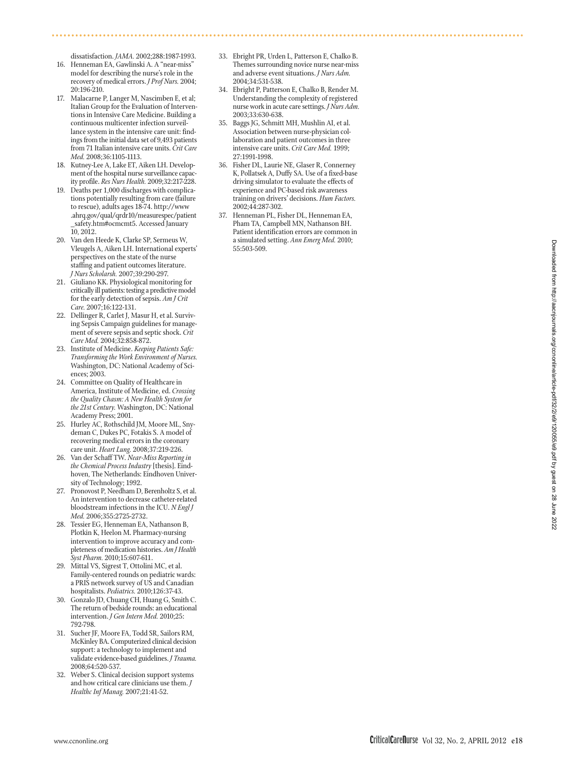dissatisfaction. *JAMA.* 2002;288:1987-1993.

16. Henneman EA, Gawlinski A. A "near-miss" model for describing the nurse's role in the recovery of medical errors. *J Prof Nurs.* 2004; 20:196-210.
17. Malacarne P, Langer M, Nascimben E, et al; Italian Group for the Evaluation of Interventions in Intensive Care Medicine. Building a continuous multicenter infection surveillance system in the intensive care unit: findings from the initial data set of 9,493 patients from 71 Italian intensive care units. *Crit Care Med.* 2008;36:1105-1113.
18. Kutney-Lee A, Lake ET, Aiken LH. Development of the hospital nurse surveillance capacity profile. *Res Nurs Health.* 2009;32:217-228.
19. Deaths per 1,000 discharges with complications potentially resulting from care (failure to rescue), adults ages 18-74. http://www.ahrq.gov/qual/qrdr10/measurespec/patient_safety.htm#ocmcmt5. Accessed January 10, 2012.
20. Van den Heede K, Clarke SP, Sermeus W, Vleugels A, Aiken LH. International experts' perspectives on the state of the nurse staffing and patient outcomes literature. *J Nurs Scholarsh.* 2007;39:290-297.
21. Giuliano KK. Physiological monitoring for critically ill patients: testing a predictive model for the early detection of sepsis. *Am J Crit Care.* 2007;16:122-131.
22. Dellinger R, Carlet J, Masur H, et al. Surviving Sepsis Campaign guidelines for management of severe sepsis and septic shock. *Crit Care Med.* 2004;32:858-872.
23. Institute of Medicine. *Keeping Patients Safe: Transforming the Work Environment of Nurses.* Washington, DC: National Academy of Sciences; 2003.
24. Committee on Quality of Healthcare in America, Institute of Medicine, ed. *Crossing the Quality Chasm: A New Health System for the 21st Century.* Washington, DC: National Academy Press; 2001.
25. Hurley AC, Rothschild JM, Moore ML, Snydeman C, Dukes PC, Fotakis S. A model of recovering medical errors in the coronary care unit. *Heart Lung.* 2008;37:219-226.
26. Van der Schaff TW. *Near-Miss Reporting in the Chemical Process Industry* [thesis]. Eindhoven, The Netherlands: Eindhoven University of Technology; 1992.
27. Pronovost P, Needham D, Berenholtz S, et al. An intervention to decrease catheter-related bloodstream infections in the ICU. *N Engl J Med.* 2006;355:2725-2732.
28. Tessier EG, Henneman EA, Nathanson B, Plotkin K, Heelon M. Pharmacy-nursing intervention to improve accuracy and completeness of medication histories. *Am J Health Syst Pharm.* 2010;15:607-611.
29. Mittal VS, Sigrest T, Ottolini MC, et al. Family-centered rounds on pediatric wards: a PRIS network survey of US and Canadian hospitalists. *Pediatrics.* 2010;126:37-43.
30. Gonzalo JD, Chuang CH, Huang G, Smith C. The return of bedside rounds: an educational intervention. *J Gen Intern Med.* 2010;25: 792-798.
31. Sucher JF, Moore FA, Todd SR, Sailors RM, McKinley BA. Computerized clinical decision support: a technology to implement and validate evidence-based guidelines. *J Trauma.* 2008;64:520-537.
32. Weber S. Clinical decision support systems and how critical care clinicians use them. *J Healthc Inf Manag.* 2007;21:41-52.
33. Ebright PR, Urden L, Patterson E, Chalko B. Themes surrounding novice nurse near-miss and adverse event situations. *J Nurs Adm.* 2004;34:531-538.
34. Ebright P, Patterson E, Chalko B, Render M. Understanding the complexity of registered nurse work in acute care settings. *J Nurs Adm.* 2003;33:630-638.
35. Baggs JG, Schmitt MH, Mushlin AI, et al. Association between nurse-physician collaboration and patient outcomes in three intensive care units. *Crit Care Med.* 1999; 27:1991-1998.
36. Fisher DL, Laurie NE, Glaser R, Connerney K, Pollatsek A, Duffy SA. Use of a fixed-base driving simulator to evaluate the effects of experience and PC-based risk awareness training on drivers' decisions. *Hum Factors.* 2002;44:287-302.
37. Henneman PL, Fisher DL, Henneman EA, Pham TA, Campbell MN, Nathanson BH. Patient identification errors are common in a simulated setting. *Ann Emerg Med.* 2010; 55:503-509.